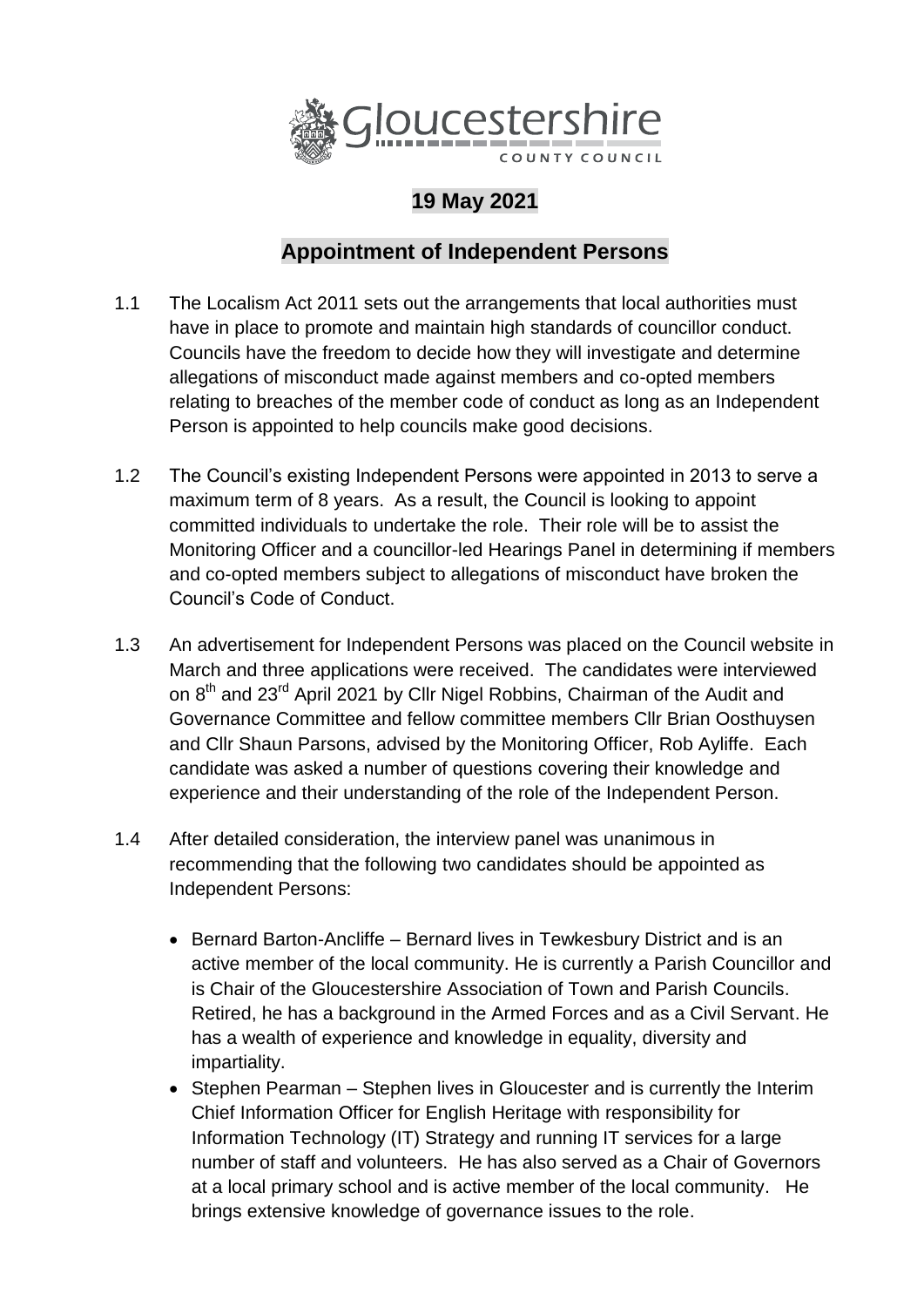Gloucestershire COUNTY COUNCIL

# 19 May 2021

## Appointment of Independent Persons

1.1 The Localism Act 2011 sets out the arrangements that local authorities must have in place to promote and maintain high standards of councillor conduct. Councils have the freedom to decide how they will investigate and determine allegations of misconduct made against members and co-opted members relating to breaches of the member code of conduct as long as an Independent Person is appointed to help councils make good decisions.

1.2 The Council's existing Independent Persons were appointed in 2013 to serve a maximum term of 8 years. As a result, the Council is looking to appoint committed individuals to undertake the role. Their role will be to assist the Monitoring Officer and a councillor-led Hearings Panel in determining if members and co-opted members subject to allegations of misconduct have broken the Council's Code of Conduct.

1.3 An advertisement for Independent Persons was placed on the Council website in March and three applications were received. The candidates were interviewed on 8th and 23rd April 2021 by Cllr Nigel Robbins, Chairman of the Audit and Governance Committee and fellow committee members Cllr Brian Oosthuysen and Cllr Shaun Parsons, advised by the Monitoring Officer, Rob Ayliffe. Each candidate was asked a number of questions covering their knowledge and experience and their understanding of the role of the Independent Person.

1.4 After detailed consideration, the interview panel was unanimous in recommending that the following two candidates should be appointed as Independent Persons:

- Bernard Barton-Ancliffe – Bernard lives in Tewkesbury District and is an active member of the local community. He is currently a Parish Councillor and is Chair of the Gloucestershire Association of Town and Parish Councils. Retired, he has a background in the Armed Forces and as a Civil Servant. He has a wealth of experience and knowledge in equality, diversity and impartiality.
- Stephen Pearman – Stephen lives in Gloucester and is currently the Interim Chief Information Officer for English Heritage with responsibility for Information Technology (IT) Strategy and running IT services for a large number of staff and volunteers. He has also served as a Chair of Governors at a local primary school and is active member of the local community. He brings extensive knowledge of governance issues to the role.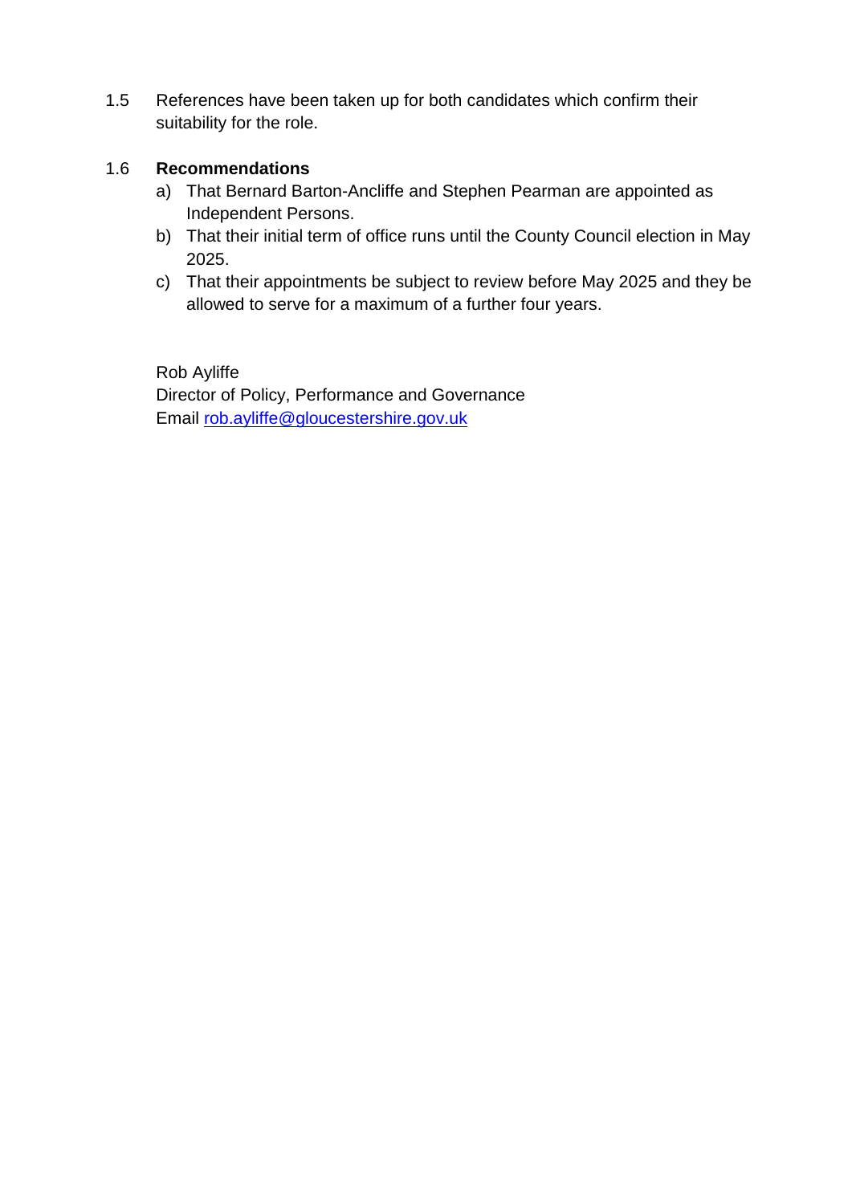1.5 References have been taken up for both candidates which confirm their suitability for the role.

1.6 **Recommendations**

a) That Bernard Barton-Ancliffe and Stephen Pearman are appointed as Independent Persons.

b) That their initial term of office runs until the County Council election in May 2025.

c) That their appointments be subject to review before May 2025 and they be allowed to serve for a maximum of a further four years.

Rob Ayliffe
Director of Policy, Performance and Governance
Email rob.ayliffe@gloucestershire.gov.uk